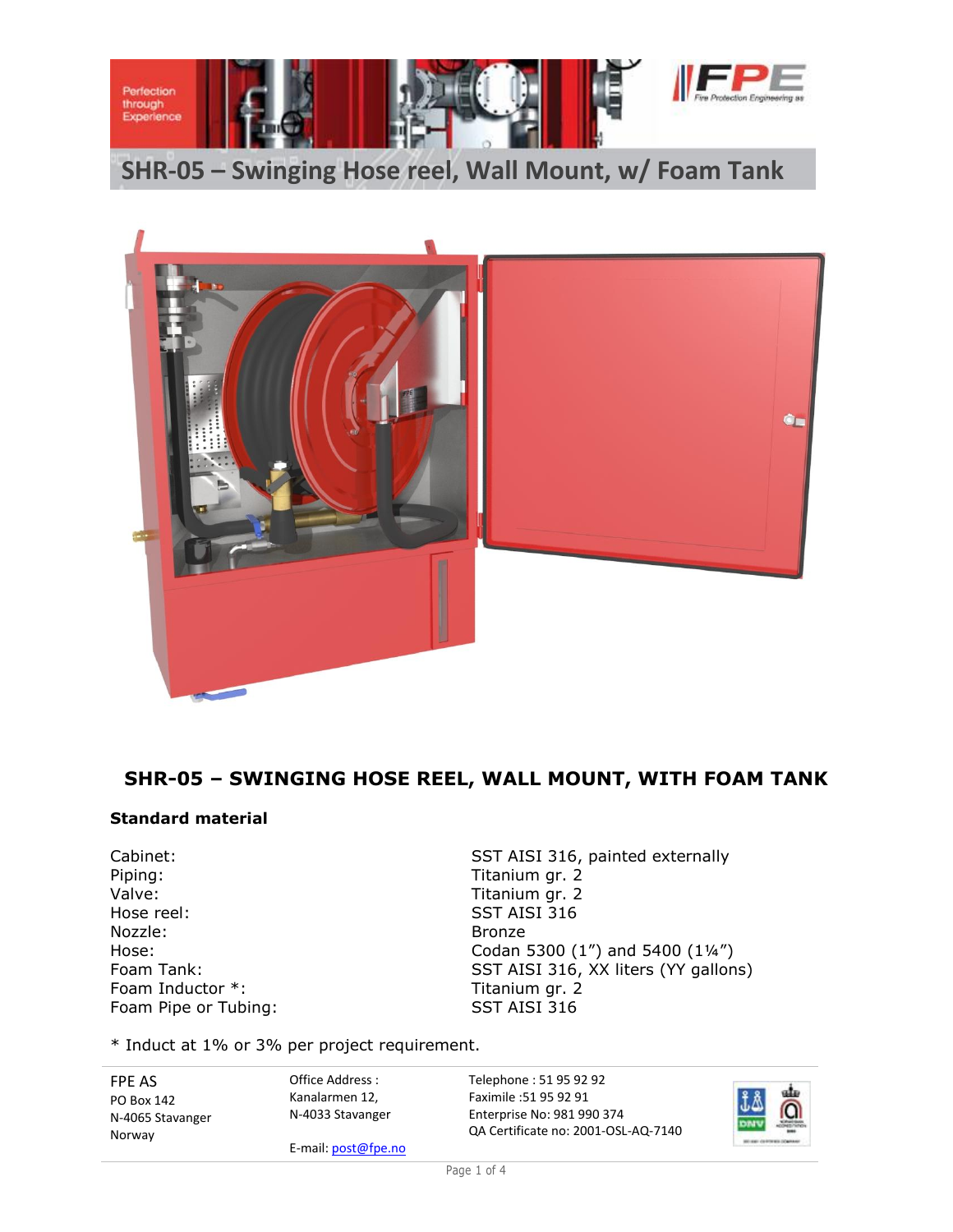# SHR-05 – Swinging Hose reel, Wall Mount, w/ Foam Tank

## SHR-05 – SWINGING HOSE REEL, WALL MOUNT, WITH FOAM TANK

### Standard material

| | |
|---|---|
| Cabinet: | SST AISI 316, painted externally |
| Piping: | Titanium gr. 2 |
| Valve: | Titanium gr. 2 |
| Hose reel: | SST AISI 316 |
| Nozzle: | Bronze |
| Hose: | Codan 5300 (1”) and 5400 (1¼”) |
| Foam Tank: | SST AISI 316, XX liters (YY gallons) |
| Foam Inductor *: | Titanium gr. 2 |
| Foam Pipe or Tubing: | SST AISI 316 |

* Induct at 1% or 3% per project requirement.

FPE AS
PO Box 142
N-4065 Stavanger
Norway

Office Address :
Kanalarmen 12,
N-4033 Stavanger

E-mail: post@fpe.no

Telephone : 51 95 92 92
Faximile :51 95 92 91
Enterprise No: 981 990 374
QA Certificate no: 2001-OSL-AQ-7140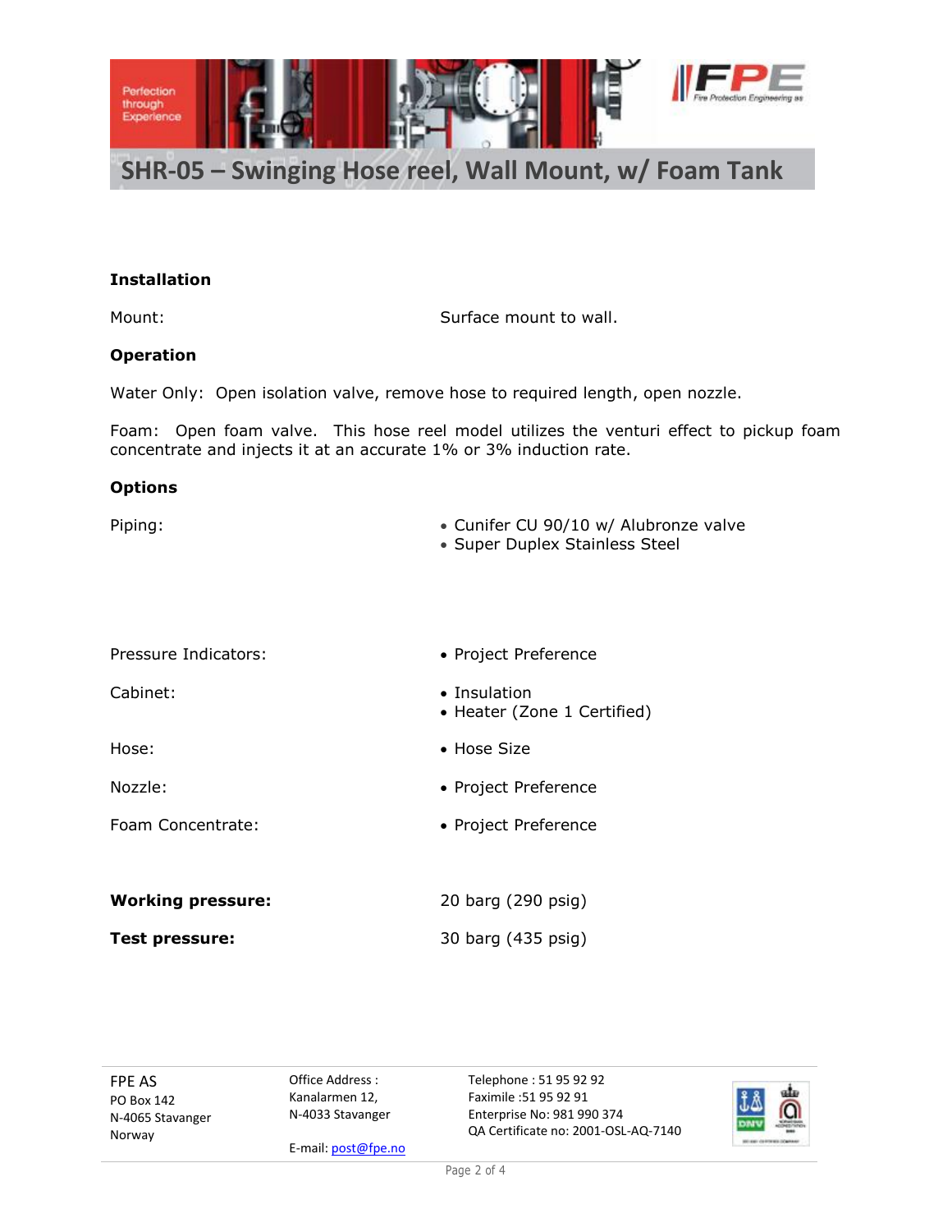# SHR-05 – Swinging Hose reel, Wall Mount, w/ Foam Tank

**Installation**

Mount: Surface mount to wall.

**Operation**

Water Only: Open isolation valve, remove hose to required length, open nozzle.

Foam: Open foam valve. This hose reel model utilizes the venturi effect to pickup foam concentrate and injects it at an accurate 1% or 3% induction rate.

**Options**

Piping:
- Cunifer CU 90/10 w/ Alubronze valve
- Super Duplex Stainless Steel

Pressure Indicators:
- Project Preference

Cabinet:
- Insulation
- Heater (Zone 1 Certified)

Hose:
- Hose Size

Nozzle:
- Project Preference

Foam Concentrate:
- Project Preference

**Working pressure:** 20 barg (290 psig)

**Test pressure:** 30 barg (435 psig)

FPE AS
PO Box 142
N-4065 Stavanger
Norway

Office Address :
Kanalarmen 12,
N-4033 Stavanger

E-mail: post@fpe.no

Telephone : 51 95 92 92
Faximile :51 95 92 91
Enterprise No: 981 990 374
QA Certificate no: 2001-OSL-AQ-7140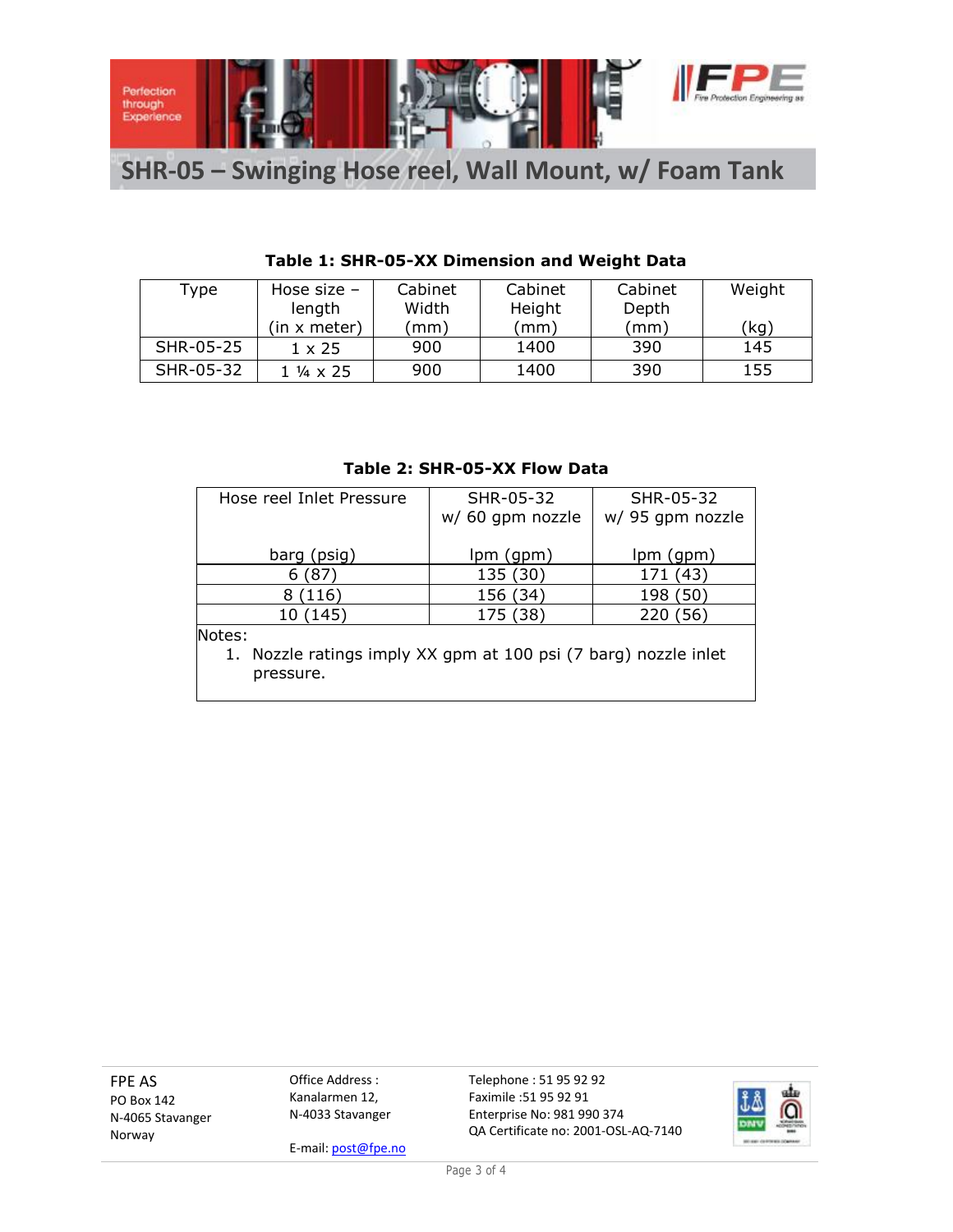# SHR-05 – Swinging Hose reel, Wall Mount, w/ Foam Tank

**Table 1: SHR-05-XX Dimension and Weight Data**

| Type | Hose size – length (in x meter) | Cabinet Width (mm) | Cabinet Height (mm) | Cabinet Depth (mm) | Weight (kg) |
|---|---|---|---|---|---|
| SHR-05-25 | 1 x 25 | 900 | 1400 | 390 | 145 |
| SHR-05-32 | 1 ¼ x 25 | 900 | 1400 | 390 | 155 |

**Table 2: SHR-05-XX Flow Data**

| Hose reel Inlet Pressure barg (psig) | SHR-05-32 w/ 60 gpm nozzle lpm (gpm) | SHR-05-32 w/ 95 gpm nozzle lpm (gpm) |
|---|---|---|
| 6 (87) | 135 (30) | 171 (43) |
| 8 (116) | 156 (34) | 198 (50) |
| 10 (145) | 175 (38) | 220 (56) |

Notes:

1. Nozzle ratings imply XX gpm at 100 psi (7 barg) nozzle inlet pressure.

FPE AS
PO Box 142
N-4065 Stavanger
Norway

Office Address :
Kanalarmen 12,
N-4033 Stavanger

E-mail: post@fpe.no

Telephone : 51 95 92 92
Faximile :51 95 92 91
Enterprise No: 981 990 374
QA Certificate no: 2001-OSL-AQ-7140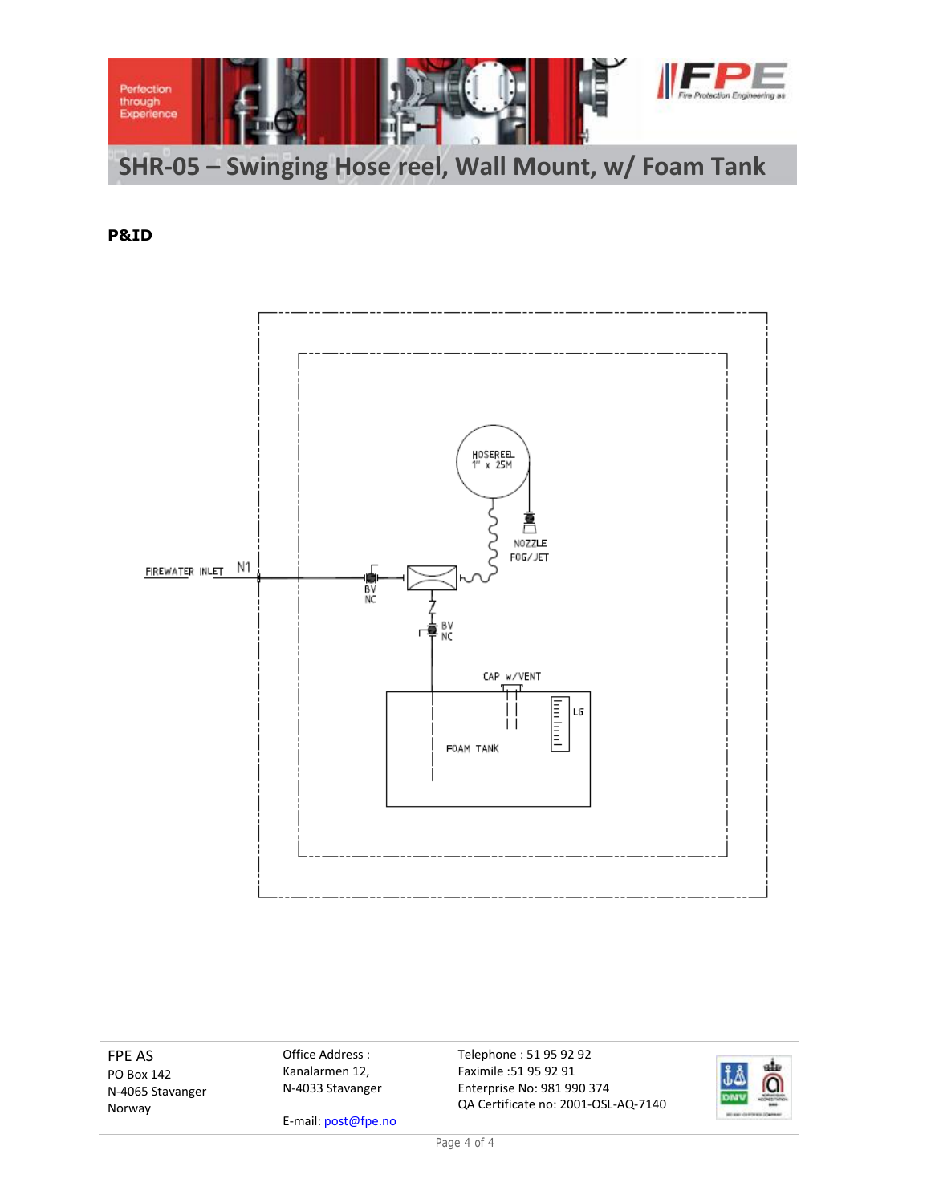# SHR-05 – Swinging Hose reel, Wall Mount, w/ Foam Tank

**P&ID**

FIREWATER INLET
N1
BV
NC
BV
NC
HOSEREEL
1" x 25M
NOZZLE
FOG/JET
CAP w/VENT
LG
FOAM TANK

FPE AS
PO Box 142
N-4065 Stavanger
Norway

Office Address :
Kanalarmen 12,
N-4033 Stavanger

E-mail: post@fpe.no

Telephone : 51 95 92 92
Faximile :51 95 92 91
Enterprise No: 981 990 374
QA Certificate no: 2001-OSL-AQ-7140